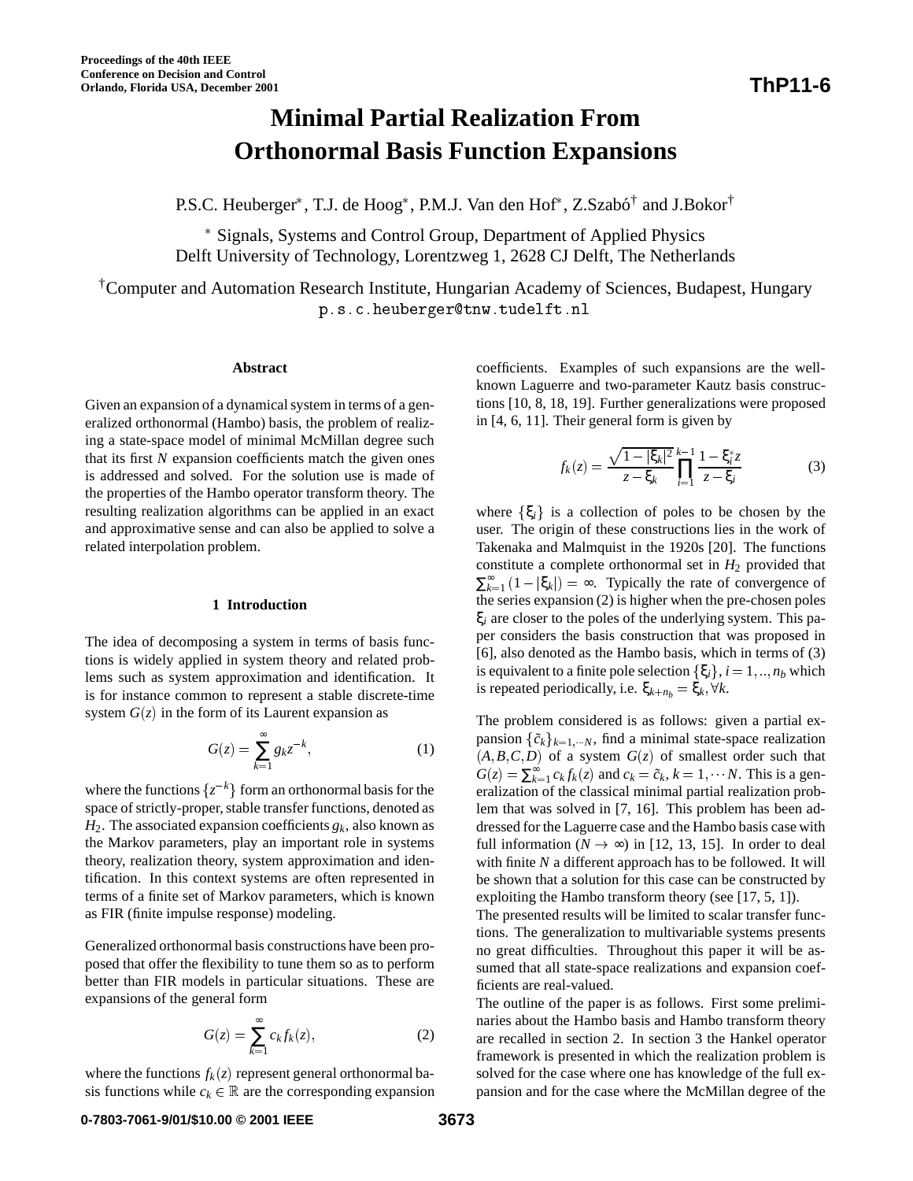# Minimal Partial Realization From Orthonormal Basis Function Expansions

P.S.C. Heuberger*, T.J. de Hoog*, P.M.J. Van den Hof*, Z.Szabó† and J.Bokor†

* Signals, Systems and Control Group, Department of Applied Physics
Delft University of Technology, Lorentzweg 1, 2628 CJ Delft, The Netherlands

† Computer and Automation Research Institute, Hungarian Academy of Sciences, Budapest, Hungary
p.s.c.heuberger@tnw.tudelft.nl

#### Abstract

Given an expansion of a dynamical system in terms of a generalized orthonormal (Hambo) basis, the problem of realizing a state-space model of minimal McMillan degree such that its first $N$ expansion coefficients match the given ones is addressed and solved. For the solution use is made of the properties of the Hambo operator transform theory. The resulting realization algorithms can be applied in an exact and approximative sense and can also be applied to solve a related interpolation problem.

## 1 Introduction

The idea of decomposing a system in terms of basis functions is widely applied in system theory and related problems such as system approximation and identification. It is for instance common to represent a stable discrete-time system $G(z)$ in the form of its Laurent expansion as

$$G(z) = \sum_{k=1}^{\infty} g_k z^{-k}, \tag{1}$$

where the functions $\{z^{-k}\}$ form an orthonormal basis for the space of strictly-proper, stable transfer functions, denoted as $H_2$. The associated expansion coefficients $g_k$, also known as the Markov parameters, play an important role in systems theory, realization theory, system approximation and identification. In this context systems are often represented in terms of a finite set of Markov parameters, which is known as FIR (finite impulse response) modeling.

Generalized orthonormal basis constructions have been proposed that offer the flexibility to tune them so as to perform better than FIR models in particular situations. These are expansions of the general form

$$G(z) = \sum_{k=1}^{\infty} c_k f_k(z), \tag{2}$$

where the functions $f_k(z)$ represent general orthonormal basis functions while $c_k \in \mathbb{R}$ are the corresponding expansion coefficients. Examples of such expansions are the well-known Laguerre and two-parameter Kautz basis constructions [10, 8, 18, 19]. Further generalizations were proposed in [4, 6, 11]. Their general form is given by

$$f_k(z) = \frac{\sqrt{1-|\xi_k|^2}}{z-\xi_k} \prod_{i=1}^{k-1} \frac{1-\xi_i^* z}{z-\xi_i} \tag{3}$$

where $\{\xi_i\}$ is a collection of poles to be chosen by the user. The origin of these constructions lies in the work of Takenaka and Malmquist in the 1920s [20]. The functions constitute a complete orthonormal set in $H_2$ provided that $\sum_{k=1}^{\infty}(1-|\xi_k|) = \infty$. Typically the rate of convergence of the series expansion (2) is higher when the pre-chosen poles $\xi_i$ are closer to the poles of the underlying system. This paper considers the basis construction that was proposed in [6], also denoted as the Hambo basis, which in terms of (3) is equivalent to a finite pole selection $\{\xi_i\}, i = 1,..,n_b$ which is repeated periodically, i.e. $\xi_{k+n_b} = \xi_k, \forall k$.

The problem considered is as follows: given a partial expansion $\{\tilde{c}_k\}_{k=1,\cdots N}$, find a minimal state-space realization $(A,B,C,D)$ of a system $G(z)$ of smallest order such that $G(z) = \sum_{k=1}^{\infty} c_k f_k(z)$ and $c_k = \tilde{c}_k, k = 1,\cdots N$. This is a generalization of the classical minimal partial realization problem that was solved in [7, 16]. This problem has been addressed for the Laguerre case and the Hambo basis case with full information ($N \to \infty$) in [12, 13, 15]. In order to deal with finite $N$ a different approach has to be followed. It will be shown that a solution for this case can be constructed by exploiting the Hambo transform theory (see [17, 5, 1]).

The presented results will be limited to scalar transfer functions. The generalization to multivariable systems presents no great difficulties. Throughout this paper it will be assumed that all state-space realizations and expansion coefficients are real-valued.

The outline of the paper is as follows. First some preliminaries about the Hambo basis and Hambo transform theory are recalled in section 2. In section 3 the Hankel operator framework is presented in which the realization problem is solved for the case where one has knowledge of the full expansion and for the case where the McMillan degree of the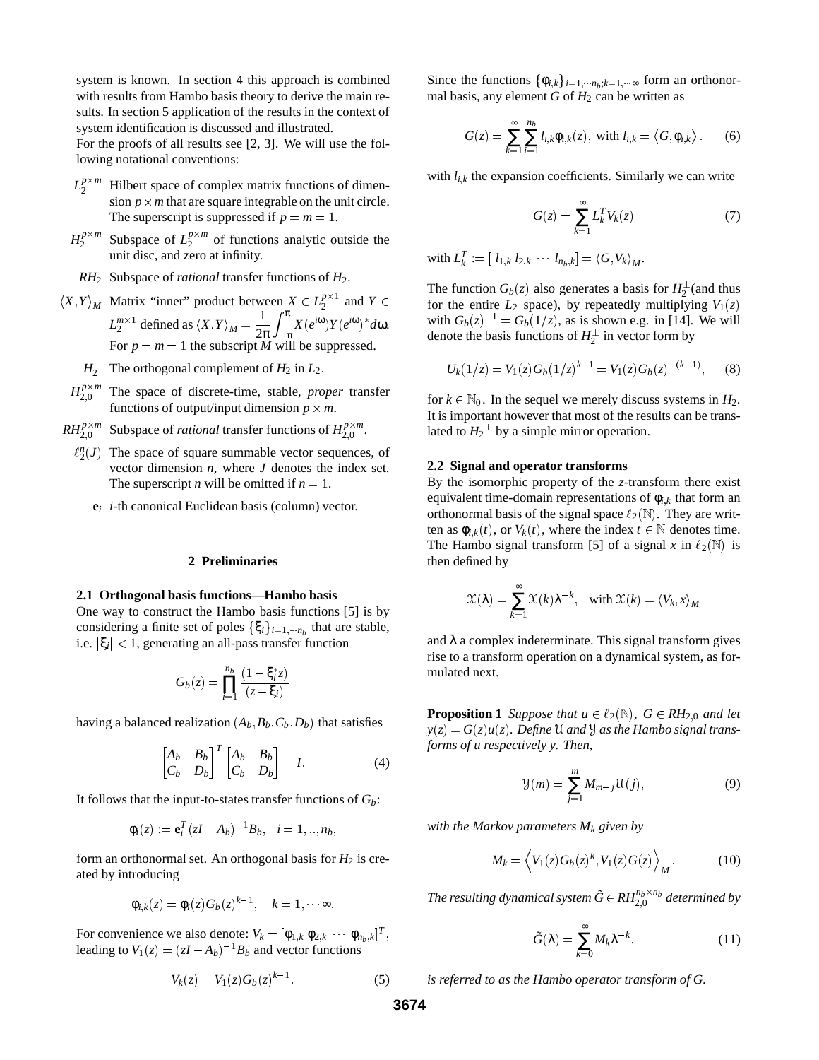system is known. In section 4 this approach is combined with results from Hambo basis theory to derive the main results. In section 5 application of the results in the context of system identification is discussed and illustrated.

For the proofs of all results see [2, 3]. We will use the following notational conventions:

- $L_2^{p\times m}$ Hilbert space of complex matrix functions of dimension $p \times m$ that are square integrable on the unit circle. The superscript is suppressed if $p = m = 1$.
- $H_2^{p\times m}$ Subspace of $L_2^{p\times m}$ of functions analytic outside the unit disc, and zero at infinity.
- $RH_2$ Subspace of *rational* transfer functions of $H_2$.
- $\langle X,Y\rangle_M$ Matrix "inner" product between $X \in L_2^{p\times 1}$ and $Y \in L_2^{m\times 1}$ defined as $\langle X,Y\rangle_M = \frac{1}{2\pi}\int_{-\pi}^{\pi} X(e^{i\omega})Y(e^{i\omega})^* d\omega$. For $p = m = 1$ the subscript $M$ will be suppressed.
- $H_2^{\perp}$ The orthogonal complement of $H_2$ in $L_2$.
- $H_{2,0}^{p\times m}$ The space of discrete-time, stable, *proper* transfer functions of output/input dimension $p \times m$.
- $RH_{2,0}^{p\times m}$ Subspace of *rational* transfer functions of $H_{2,0}^{p\times m}$.
- $\ell_2^n(J)$ The space of square summable vector sequences, of vector dimension $n$, where $J$ denotes the index set. The superscript $n$ will be omitted if $n = 1$.
- $\mathbf{e}_i$ $i$-th canonical Euclidean basis (column) vector.

## 2 Preliminaries

### 2.1 Orthogonal basis functions—Hambo basis

One way to construct the Hambo basis functions [5] is by considering a finite set of poles $\{\xi_i\}_{i=1,\cdots n_b}$ that are stable, i.e. $|\xi_i| < 1$, generating an all-pass transfer function

$$G_b(z) = \prod_{i=1}^{n_b} \frac{(1-\xi_i^* z)}{(z-\xi_i)}$$

having a balanced realization $(A_b, B_b, C_b, D_b)$ that satisfies

$$\begin{bmatrix} A_b & B_b \\ C_b & D_b \end{bmatrix}^T \begin{bmatrix} A_b & B_b \\ C_b & D_b \end{bmatrix} = I. \tag{4}$$

It follows that the input-to-states transfer functions of $G_b$:

$$\phi_i(z) := \mathbf{e}_i^T (zI - A_b)^{-1} B_b, \quad i = 1,..,n_b,$$

form an orthonormal set. An orthogonal basis for $H_2$ is created by introducing

$$\phi_{i,k}(z) = \phi_i(z) G_b(z)^{k-1}, \quad k = 1, \cdots \infty.$$

For convenience we also denote: $V_k = [\phi_{1,k}\ \phi_{2,k}\ \cdots\ \phi_{n_b,k}]^T$, leading to $V_1(z) = (zI - A_b)^{-1} B_b$ and vector functions

$$V_k(z) = V_1(z) G_b(z)^{k-1}. \tag{5}$$

Since the functions $\{\phi_{i,k}\}_{i=1,\cdots n_b; k=1,\cdots\infty}$ form an orthonormal basis, any element $G$ of $H_2$ can be written as

$$G(z) = \sum_{k=1}^{\infty}\sum_{i=1}^{n_b} l_{i,k}\phi_{i,k}(z), \text{ with } l_{i,k} = \langle G, \phi_{i,k}\rangle. \tag{6}$$

with $l_{i,k}$ the expansion coefficients. Similarly we can write

$$G(z) = \sum_{k=1}^{\infty} L_k^T V_k(z) \tag{7}$$

with $L_k^T := [\ l_{1,k}\ l_{2,k}\ \cdots\ l_{n_b,k}] = \langle G, V_k\rangle_M$.

The function $G_b(z)$ also generates a basis for $H_2^{\perp}$ (and thus for the entire $L_2$ space), by repeatedly multiplying $V_1(z)$ with $G_b(z)^{-1} = G_b(1/z)$, as is shown e.g. in [14]. We will denote the basis functions of $H_2^{\perp}$ in vector form by

$$U_k(1/z) = V_1(z) G_b(1/z)^{k+1} = V_1(z) G_b(z)^{-(k+1)}, \tag{8}$$

for $k \in \mathbb{N}_0$. In the sequel we merely discuss systems in $H_2$. It is important however that most of the results can be translated to $H_2{}^{\perp}$ by a simple mirror operation.

### 2.2 Signal and operator transforms

By the isomorphic property of the $z$-transform there exist equivalent time-domain representations of $\phi_{i,k}$ that form an orthonormal basis of the signal space $\ell_2(\mathbb{N})$. They are written as $\phi_{i,k}(t)$, or $V_k(t)$, where the index $t \in \mathbb{N}$ denotes time. The Hambo signal transform [5] of a signal $x$ in $\ell_2(\mathbb{N})$ is then defined by

$$\mathcal{X}(\lambda) = \sum_{k=1}^{\infty} \mathcal{X}(k)\lambda^{-k}, \quad \text{with } \mathcal{X}(k) = \langle V_k, x\rangle_M$$

and $\lambda$ a complex indeterminate. This signal transform gives rise to a transform operation on a dynamical system, as formulated next.

**Proposition 1** *Suppose that $u \in \ell_2(\mathbb{N})$, $G \in RH_{2,0}$ and let $y(z) = G(z)u(z)$. Define $\mathcal{U}$ and $\mathcal{Y}$ as the Hambo signal transforms of $u$ respectively $y$. Then,*

$$\mathcal{Y}(m) = \sum_{j=1}^{m} M_{m-j}\,\mathcal{U}(j), \tag{9}$$

*with the Markov parameters $M_k$ given by*

$$M_k = \left\langle V_1(z) G_b(z)^k, V_1(z) G(z)\right\rangle_M. \tag{10}$$

*The resulting dynamical system $\tilde{G} \in RH_{2,0}^{n_b\times n_b}$ determined by*

$$\tilde{G}(\lambda) = \sum_{k=0}^{\infty} M_k \lambda^{-k}, \tag{11}$$

*is referred to as the Hambo operator transform of $G$.*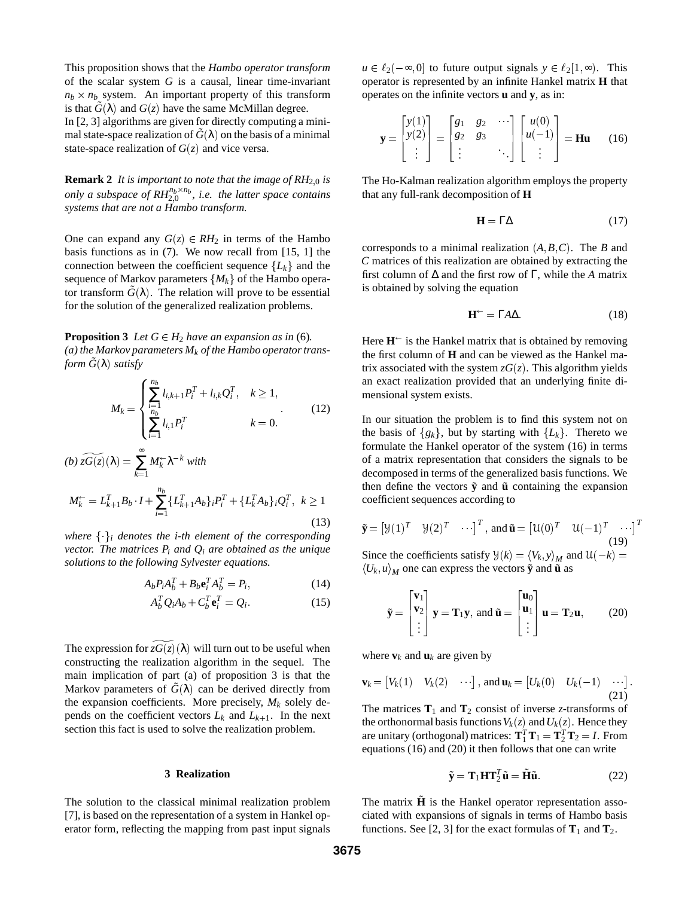This proposition shows that the *Hambo operator transform* of the scalar system $G$ is a causal, linear time-invariant $n_b \times n_b$ system. An important property of this transform is that $\tilde{G}(\lambda)$ and $G(z)$ have the same McMillan degree.

In [2, 3] algorithms are given for directly computing a minimal state-space realization of $\tilde{G}(\lambda)$ on the basis of a minimal state-space realization of $G(z)$ and vice versa.

**Remark 2** *It is important to note that the image of $RH_{2,0}$ is only a subspace of $RH_{2,0}^{n_b \times n_b}$, i.e. the latter space contains systems that are not a Hambo transform.*

One can expand any $G(z) \in RH_2$ in terms of the Hambo basis functions as in (7). We now recall from [15, 1] the connection between the coefficient sequence $\{L_k\}$ and the sequence of Markov parameters $\{M_k\}$ of the Hambo operator transform $\tilde{G}(\lambda)$. The relation will prove to be essential for the solution of the generalized realization problems.

**Proposition 3** *Let $G \in H_2$ have an expansion as in* (6).
*(a) the Markov parameters $M_k$ of the Hambo operator transform $\tilde{G}(\lambda)$ satisfy*

$$M_k = \begin{cases} \sum_{i=1}^{n_b} l_{i,k+1} P_i^T + l_{i,k} Q_i^T, & k \geq 1, \\ \sum_{i=1}^{n_b} l_{i,1} P_i^T & k = 0. \end{cases} \tag{12}$$

*(b)* $\widetilde{zG(z)}(\lambda) = \sum_{k=1}^{\infty} M_k^{\leftarrow} \lambda^{-k}$ *with*

$$M_k^{\leftarrow} = L_{k+1}^T B_b \cdot I + \sum_{i=1}^{n_b} \{L_{k+1}^T A_b\}_i P_i^T + \{L_k^T A_b\}_i Q_i^T, \;\; k \geq 1 \tag{13}$$

*where $\{\cdot\}_i$ denotes the i-th element of the corresponding vector. The matrices $P_i$ and $Q_i$ are obtained as the unique solutions to the following Sylvester equations.*

$$A_b P_i A_b^T + B_b \mathbf{e}_i^T A_b^T = P_i, \tag{14}$$

$$A_b^T Q_i A_b + C_b^T \mathbf{e}_i^T = Q_i. \tag{15}$$

The expression for $\widetilde{zG(z)}(\lambda)$ will turn out to be useful when constructing the realization algorithm in the sequel. The main implication of part (a) of proposition 3 is that the Markov parameters of $\tilde{G}(\lambda)$ can be derived directly from the expansion coefficients. More precisely, $M_k$ solely depends on the coefficient vectors $L_k$ and $L_{k+1}$. In the next section this fact is used to solve the realization problem.

## 3 Realization

The solution to the classical minimal realization problem [7], is based on the representation of a system in Hankel operator form, reflecting the mapping from past input signals $u \in \ell_2(-\infty, 0]$ to future output signals $y \in \ell_2[1, \infty)$. This operator is represented by an infinite Hankel matrix $\mathbf{H}$ that operates on the infinite vectors $\mathbf{u}$ and $\mathbf{y}$, as in:

$$\mathbf{y} = \begin{bmatrix} y(1) \\ y(2) \\ \vdots \end{bmatrix} = \begin{bmatrix} g_1 & g_2 & \cdots \\ g_2 & g_3 & \\ \vdots & & \ddots \end{bmatrix} \begin{bmatrix} u(0) \\ u(-1) \\ \vdots \end{bmatrix} = \mathbf{H}\mathbf{u} \tag{16}$$

The Ho-Kalman realization algorithm employs the property that any full-rank decomposition of $\mathbf{H}$

$$\mathbf{H} = \Gamma \Delta \tag{17}$$

corresponds to a minimal realization $(A, B, C)$. The $B$ and $C$ matrices of this realization are obtained by extracting the first column of $\Delta$ and the first row of $\Gamma$, while the $A$ matrix is obtained by solving the equation

$$\mathbf{H}^{\leftarrow} = \Gamma A \Delta. \tag{18}$$

Here $\mathbf{H}^{\leftarrow}$ is the Hankel matrix that is obtained by removing the first column of $\mathbf{H}$ and can be viewed as the Hankel matrix associated with the system $zG(z)$. This algorithm yields an exact realization provided that an underlying finite dimensional system exists.

In our situation the problem is to find this system not on the basis of $\{g_k\}$, but by starting with $\{L_k\}$. Thereto we formulate the Hankel operator of the system (16) in terms of a matrix representation that considers the signals to be decomposed in terms of the generalized basis functions. We then define the vectors $\tilde{\mathbf{y}}$ and $\tilde{\mathbf{u}}$ containing the expansion coefficient sequences according to

$$\tilde{\mathbf{y}} = \begin{bmatrix} \mathcal{Y}(1)^T & \mathcal{Y}(2)^T & \cdots \end{bmatrix}^T, \text{ and } \tilde{\mathbf{u}} = \begin{bmatrix} \mathcal{U}(0)^T & \mathcal{U}(-1)^T & \cdots \end{bmatrix}^T \tag{19}$$

Since the coefficients satisfy $\mathcal{Y}(k) = \langle V_k, y \rangle_M$ and $\mathcal{U}(-k) = \langle U_k, u \rangle_M$ one can express the vectors $\tilde{\mathbf{y}}$ and $\tilde{\mathbf{u}}$ as

$$\tilde{\mathbf{y}} = \begin{bmatrix} \mathbf{v}_1 \\ \mathbf{v}_2 \\ \vdots \end{bmatrix} \mathbf{y} = \mathbf{T}_1 \mathbf{y}, \text{ and } \tilde{\mathbf{u}} = \begin{bmatrix} \mathbf{u}_0 \\ \mathbf{u}_1 \\ \vdots \end{bmatrix} \mathbf{u} = \mathbf{T}_2 \mathbf{u}, \tag{20}$$

where $\mathbf{v}_k$ and $\mathbf{u}_k$ are given by

$$\mathbf{v}_k = \begin{bmatrix} V_k(1) & V_k(2) & \cdots \end{bmatrix}, \text{ and } \mathbf{u}_k = \begin{bmatrix} U_k(0) & U_k(-1) & \cdots \end{bmatrix}. \tag{21}$$

The matrices $\mathbf{T}_1$ and $\mathbf{T}_2$ consist of inverse $z$-transforms of the orthonormal basis functions $V_k(z)$ and $U_k(z)$. Hence they are unitary (orthogonal) matrices: $\mathbf{T}_1^T \mathbf{T}_1 = \mathbf{T}_2^T \mathbf{T}_2 = I$. From equations (16) and (20) it then follows that one can write

$$\tilde{\mathbf{y}} = \mathbf{T}_1 \mathbf{H} \mathbf{T}_2^T \tilde{\mathbf{u}} = \tilde{\mathbf{H}} \tilde{\mathbf{u}}. \tag{22}$$

The matrix $\tilde{\mathbf{H}}$ is the Hankel operator representation associated with expansions of signals in terms of Hambo basis functions. See [2, 3] for the exact formulas of $\mathbf{T}_1$ and $\mathbf{T}_2$.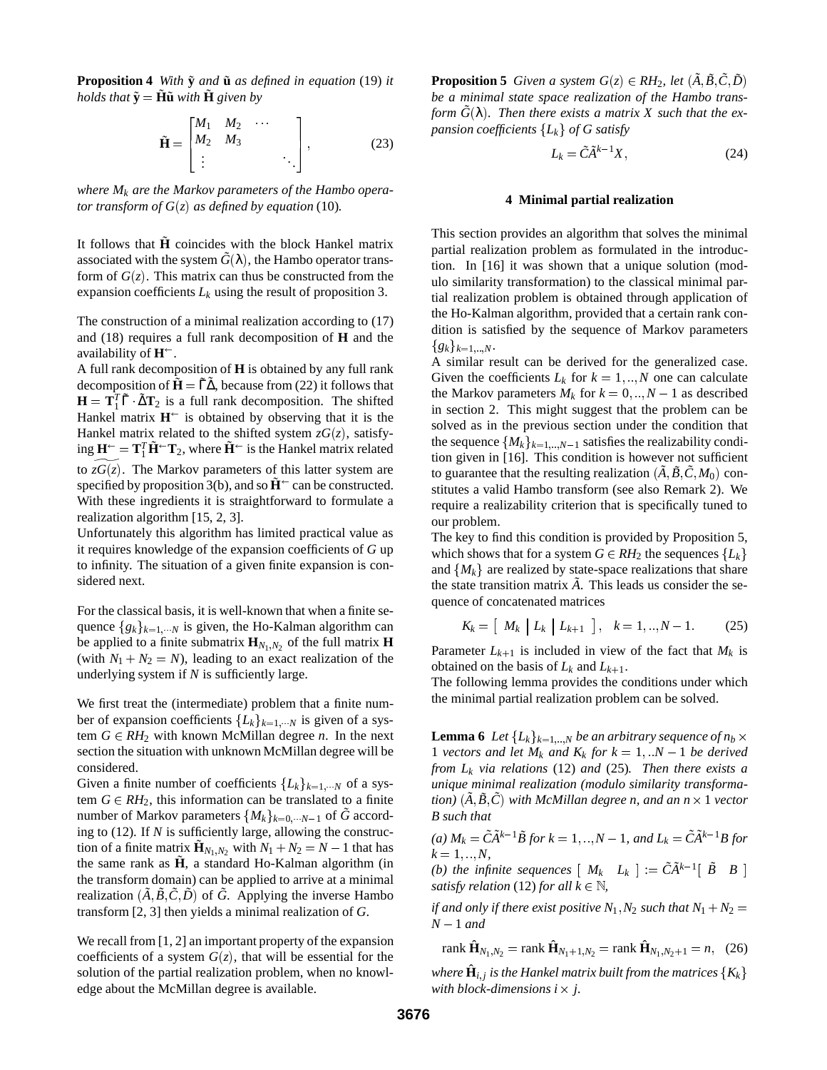**Proposition 4** *With* $\tilde{\mathbf{y}}$ *and* $\tilde{\mathbf{u}}$ *as defined in equation* (19) *it holds that* $\tilde{\mathbf{y}} = \tilde{\mathbf{H}}\tilde{\mathbf{u}}$ *with* $\tilde{\mathbf{H}}$ *given by*

$$\tilde{\mathbf{H}} = \begin{bmatrix} M_1 & M_2 & \cdots & \\ M_2 & M_3 & & \\ \vdots & & & \ddots \end{bmatrix}, \tag{23}$$

*where* $M_k$ *are the Markov parameters of the Hambo operator transform of* $G(z)$ *as defined by equation* (10)*.*

It follows that $\tilde{\mathbf{H}}$ coincides with the block Hankel matrix associated with the system $\tilde{G}(\lambda)$, the Hambo operator transform of $G(z)$. This matrix can thus be constructed from the expansion coefficients $L_k$ using the result of proposition 3.

The construction of a minimal realization according to (17) and (18) requires a full rank decomposition of $\mathbf{H}$ and the availability of $\mathbf{H}^{\leftarrow}$.

A full rank decomposition of $\mathbf{H}$ is obtained by any full rank decomposition of $\tilde{\mathbf{H}} = \tilde{\Gamma}\tilde{\Delta}$, because from (22) it follows that $\mathbf{H} = \mathbf{T}_1^T\tilde{\Gamma} \cdot \tilde{\Delta}\mathbf{T}_2$ is a full rank decomposition. The shifted Hankel matrix $\mathbf{H}^{\leftarrow}$ is obtained by observing that it is the Hankel matrix related to the shifted system $zG(z)$, satisfying $\mathbf{H}^{\leftarrow} = \mathbf{T}_1^T\tilde{\mathbf{H}}^{\leftarrow}\mathbf{T}_2$, where $\tilde{\mathbf{H}}^{\leftarrow}$ is the Hankel matrix related to $\widetilde{zG(z)}$. The Markov parameters of this latter system are specified by proposition 3(b), and so $\tilde{\mathbf{H}}^{\leftarrow}$ can be constructed. With these ingredients it is straightforward to formulate a realization algorithm [15, 2, 3].

Unfortunately this algorithm has limited practical value as it requires knowledge of the expansion coefficients of $G$ up to infinity. The situation of a given finite expansion is considered next.

For the classical basis, it is well-known that when a finite sequence $\{g_k\}_{k=1,\cdots N}$ is given, the Ho-Kalman algorithm can be applied to a finite submatrix $\mathbf{H}_{N_1,N_2}$ of the full matrix $\mathbf{H}$ (with $N_1 + N_2 = N$), leading to an exact realization of the underlying system if $N$ is sufficiently large.

We first treat the (intermediate) problem that a finite number of expansion coefficients $\{L_k\}_{k=1,\cdots N}$ is given of a system $G \in RH_2$ with known McMillan degree $n$. In the next section the situation with unknown McMillan degree will be considered.

Given a finite number of coefficients $\{L_k\}_{k=1,\cdots N}$ of a system $G \in RH_2$, this information can be translated to a finite number of Markov parameters $\{M_k\}_{k=0,\cdots N-1}$ of $\tilde{G}$ according to (12). If $N$ is sufficiently large, allowing the construction of a finite matrix $\tilde{\mathbf{H}}_{N_1,N_2}$ with $N_1 + N_2 = N - 1$ that has the same rank as $\tilde{\mathbf{H}}$, a standard Ho-Kalman algorithm (in the transform domain) can be applied to arrive at a minimal realization $(\tilde{A}, \tilde{B}, \tilde{C}, \tilde{D})$ of $\tilde{G}$. Applying the inverse Hambo transform [2, 3] then yields a minimal realization of $G$.

We recall from [1, 2] an important property of the expansion coefficients of a system $G(z)$, that will be essential for the solution of the partial realization problem, when no knowledge about the McMillan degree is available.

**Proposition 5** *Given a system* $G(z) \in RH_2$*, let* $(\tilde{A}, \tilde{B}, \tilde{C}, \tilde{D})$ *be a minimal state space realization of the Hambo transform* $\tilde{G}(\lambda)$*. Then there exists a matrix* $X$ *such that the expansion coefficients* $\{L_k\}$ *of* $G$ *satisfy*

$$L_k = \tilde{C}\tilde{A}^{k-1}X, \tag{24}$$

## 4 Minimal partial realization

This section provides an algorithm that solves the minimal partial realization problem as formulated in the introduction. In [16] it was shown that a unique solution (modulo similarity transformation) to the classical minimal partial realization problem is obtained through application of the Ho-Kalman algorithm, provided that a certain rank condition is satisfied by the sequence of Markov parameters $\{g_k\}_{k=1,..,N}$.

A similar result can be derived for the generalized case. Given the coefficients $L_k$ for $k = 1,..,N$ one can calculate the Markov parameters $M_k$ for $k = 0,..,N-1$ as described in section 2. This might suggest that the problem can be solved as in the previous section under the condition that the sequence $\{M_k\}_{k=1,..,N-1}$ satisfies the realizability condition given in [16]. This condition is however not sufficient to guarantee that the resulting realization $(\tilde{A}, \tilde{B}, \tilde{C}, M_0)$ constitutes a valid Hambo transform (see also Remark 2). We require a realizability criterion that is specifically tuned to our problem.

The key to find this condition is provided by Proposition 5, which shows that for a system $G \in RH_2$ the sequences $\{L_k\}$ and $\{M_k\}$ are realized by state-space realizations that share the state transition matrix $\tilde{A}$. This leads us consider the sequence of concatenated matrices

$$K_k = \left[\begin{array}{c|c|c} M_k & L_k & L_{k+1} \end{array}\right], \quad k = 1,..,N-1. \tag{25}$$

Parameter $L_{k+1}$ is included in view of the fact that $M_k$ is obtained on the basis of $L_k$ and $L_{k+1}$.

The following lemma provides the conditions under which the minimal partial realization problem can be solved.

**Lemma 6** *Let* $\{L_k\}_{k=1,..,N}$ *be an arbitrary sequence of* $n_b \times 1$ *vectors and let* $M_k$ *and* $K_k$ *for* $k = 1,..N-1$ *be derived from* $L_k$ *via relations* (12) *and* (25)*. Then there exists a unique minimal realization (modulo similarity transformation)* $(\tilde{A}, \tilde{B}, \tilde{C})$ *with McMillan degree* $n$*, and an* $n \times 1$ *vector* $B$ *such that*

*(a)* $M_k = \tilde{C}\tilde{A}^{k-1}\tilde{B}$ *for* $k = 1,..,N-1$*, and* $L_k = \tilde{C}\tilde{A}^{k-1}B$ *for* $k = 1,..,N$*,*

*(b) the infinite sequences* $\left[\begin{array}{cc} M_k & L_k \end{array}\right] := \tilde{C}\tilde{A}^{k-1}\left[\begin{array}{cc} \tilde{B} & B \end{array}\right]$ *satisfy relation* (12) *for all* $k \in \mathbb{N}$*,*

*if and only if there exist positive* $N_1, N_2$ *such that* $N_1 + N_2 = N - 1$ *and*

$$\text{rank}\,\hat{\mathbf{H}}_{N_1,N_2} = \text{rank}\,\hat{\mathbf{H}}_{N_1+1,N_2} = \text{rank}\,\hat{\mathbf{H}}_{N_1,N_2+1} = n, \tag{26}$$

*where* $\hat{\mathbf{H}}_{i,j}$ *is the Hankel matrix built from the matrices* $\{K_k\}$ *with block-dimensions* $i \times j$*.*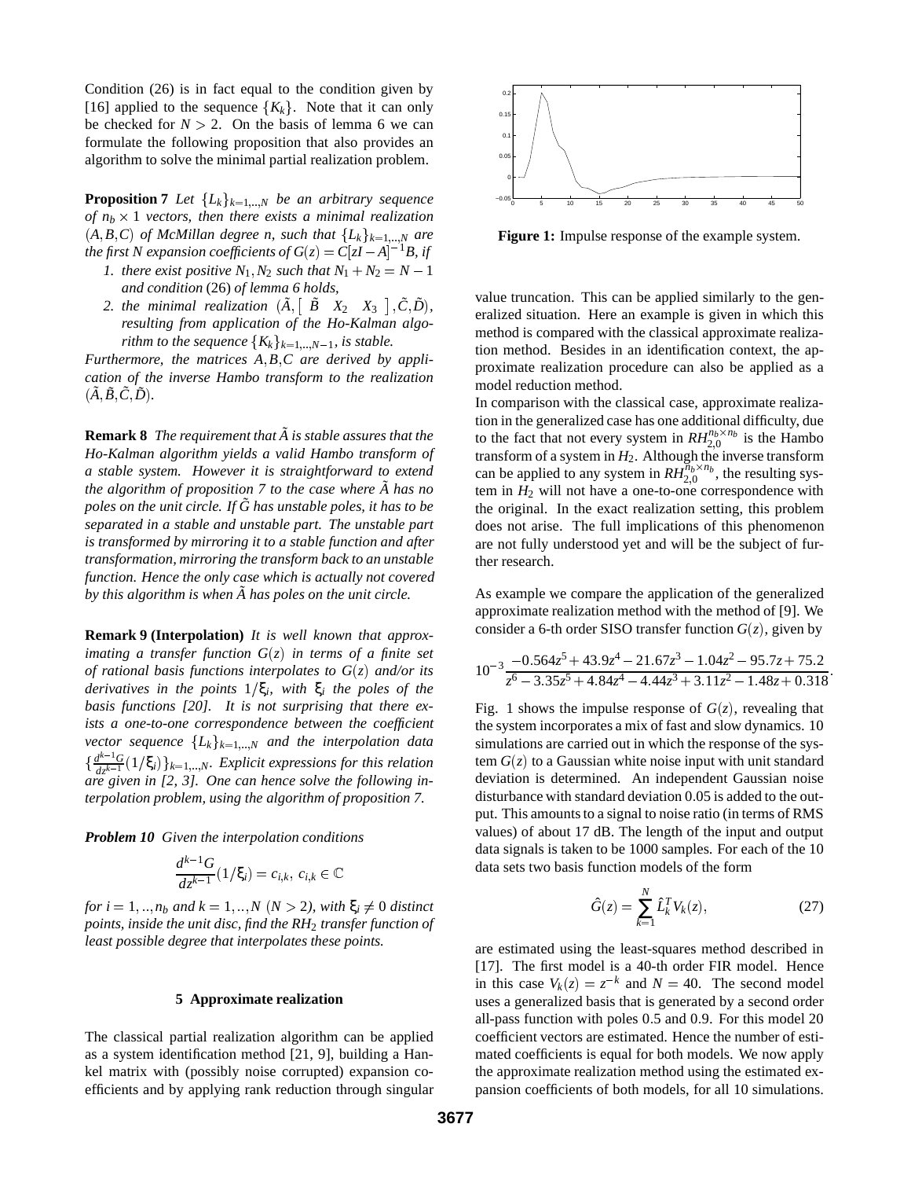Condition (26) is in fact equal to the condition given by [16] applied to the sequence $\{K_k\}$. Note that it can only be checked for $N > 2$. On the basis of lemma 6 we can formulate the following proposition that also provides an algorithm to solve the minimal partial realization problem.

**Proposition 7** *Let $\{L_k\}_{k=1,..,N}$ be an arbitrary sequence of $n_b \times 1$ vectors, then there exists a minimal realization $(A,B,C)$ of McMillan degree $n$, such that $\{L_k\}_{k=1,..,N}$ are the first $N$ expansion coefficients of $G(z) = C[zI-A]^{-1}B$, if*

1. *there exist positive $N_1, N_2$ such that $N_1 + N_2 = N-1$ and condition (26) of lemma 6 holds,*
2. *the minimal realization $(\tilde{A}, \begin{bmatrix} \tilde{B} & X_2 & X_3 \end{bmatrix}, \tilde{C}, \tilde{D})$, resulting from application of the Ho-Kalman algorithm to the sequence $\{K_k\}_{k=1,..,N-1}$, is stable.*

*Furthermore, the matrices $A, B, C$ are derived by application of the inverse Hambo transform to the realization $(\tilde{A}, \tilde{B}, \tilde{C}, \tilde{D})$.*

**Remark 8** *The requirement that $\tilde{A}$ is stable assures that the Ho-Kalman algorithm yields a valid Hambo transform of a stable system. However it is straightforward to extend the algorithm of proposition 7 to the case where $\tilde{A}$ has no poles on the unit circle. If $\tilde{G}$ has unstable poles, it has to be separated in a stable and unstable part. The unstable part is transformed by mirroring it to a stable function and after transformation, mirroring the transform back to an unstable function. Hence the only case which is actually not covered by this algorithm is when $\tilde{A}$ has poles on the unit circle.*

**Remark 9 (Interpolation)** *It is well known that approximating a transfer function $G(z)$ in terms of a finite set of rational basis functions interpolates to $G(z)$ and/or its derivatives in the points $1/\xi_i$, with $\xi_i$ the poles of the basis functions [20]. It is not surprising that there exists a one-to-one correspondence between the coefficient vector sequence $\{L_k\}_{k=1,..,N}$ and the interpolation data $\{\frac{d^{k-1}G}{dz^{k-1}}(1/\xi_i)\}_{k=1,..,N}$. Explicit expressions for this relation are given in [2, 3]. One can hence solve the following interpolation problem, using the algorithm of proposition 7.*

***Problem 10*** *Given the interpolation conditions*

$$\frac{d^{k-1}G}{dz^{k-1}}(1/\xi_i) = c_{i,k},\; c_{i,k} \in \mathbb{C}$$

*for $i = 1,..,n_b$ and $k = 1,..,N$ $(N > 2)$, with $\xi_i \neq 0$ distinct points, inside the unit disc, find the $RH_2$ transfer function of least possible degree that interpolates these points.*

## 5 Approximate realization

The classical partial realization algorithm can be applied as a system identification method [21, 9], building a Hankel matrix with (possibly noise corrupted) expansion coefficients and by applying rank reduction through singular value truncation. This can be applied similarly to the generalized situation. Here an example is given in which this method is compared with the classical approximate realization method. Besides in an identification context, the approximate realization procedure can also be applied as a model reduction method.

In comparison with the classical case, approximate realization in the generalized case has one additional difficulty, due to the fact that not every system in $RH_{2,0}^{n_b \times n_b}$ is the Hambo transform of a system in $H_2$. Although the inverse transform can be applied to any system in $RH_{2,0}^{n_b \times n_b}$, the resulting system in $H_2$ will not have a one-to-one correspondence with the original. In the exact realization setting, this problem does not arise. The full implications of this phenomenon are not fully understood yet and will be the subject of further research.

As example we compare the application of the generalized approximate realization method with the method of [9]. We consider a 6-th order SISO transfer function $G(z)$, given by

$$10^{-3}\frac{-0.564z^5 + 43.9z^4 - 21.67z^3 - 1.04z^2 - 95.7z + 75.2}{z^6 - 3.35z^5 + 4.84z^4 - 4.44z^3 + 3.11z^2 - 1.48z + 0.318}.$$

**Figure 1:** Impulse response of the example system.

Fig. 1 shows the impulse response of $G(z)$, revealing that the system incorporates a mix of fast and slow dynamics. 10 simulations are carried out in which the response of the system $G(z)$ to a Gaussian white noise input with unit standard deviation is determined. An independent Gaussian noise disturbance with standard deviation 0.05 is added to the output. This amounts to a signal to noise ratio (in terms of RMS values) of about 17 dB. The length of the input and output data signals is taken to be 1000 samples. For each of the 10 data sets two basis function models of the form

$$\hat{G}(z) = \sum_{k=1}^{N} \hat{L}_k^T V_k(z), \tag{27}$$

are estimated using the least-squares method described in [17]. The first model is a 40-th order FIR model. Hence in this case $V_k(z) = z^{-k}$ and $N = 40$. The second model uses a generalized basis that is generated by a second order all-pass function with poles 0.5 and 0.9. For this model 20 coefficient vectors are estimated. Hence the number of estimated coefficients is equal for both models. We now apply the approximate realization method using the estimated expansion coefficients of both models, for all 10 simulations.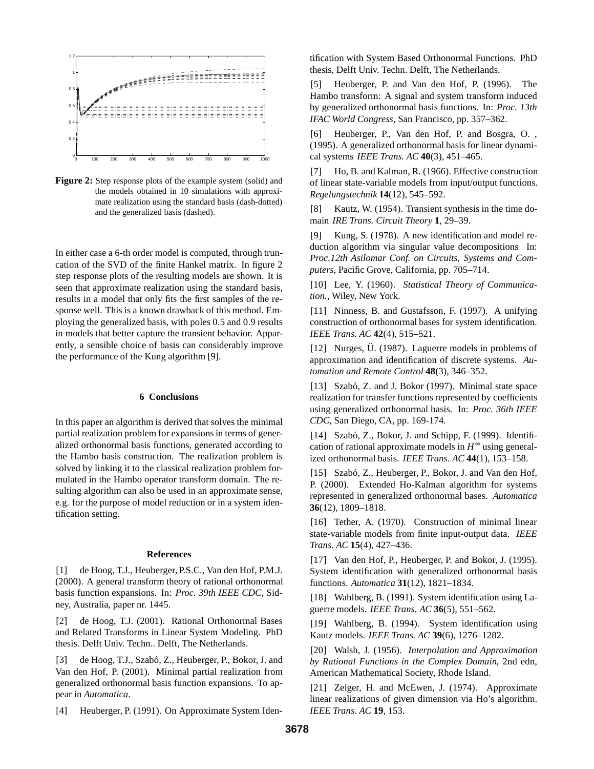1.2

1

0.8

0.6

0.4

0.2

0

0 100 200 300 400 500 600 700 800 900 1000

**Figure 2:** Step response plots of the example system (solid) and the models obtained in 10 simulations with approximate realization using the standard basis (dash-dotted) and the generalized basis (dashed).

In either case a 6-th order model is computed, through truncation of the SVD of the finite Hankel matrix. In figure 2 step response plots of the resulting models are shown. It is seen that approximate realization using the standard basis, results in a model that only fits the first samples of the response well. This is a known drawback of this method. Employing the generalized basis, with poles 0.5 and 0.9 results in models that better capture the transient behavior. Apparently, a sensible choice of basis can considerably improve the performance of the Kung algorithm [9].

## 6 Conclusions

In this paper an algorithm is derived that solves the minimal partial realization problem for expansions in terms of generalized orthonormal basis functions, generated according to the Hambo basis construction. The realization problem is solved by linking it to the classical realization problem formulated in the Hambo operator transform domain. The resulting algorithm can also be used in an approximate sense, e.g. for the purpose of model reduction or in a system identification setting.

## References

[1] de Hoog, T.J., Heuberger, P.S.C., Van den Hof, P.M.J. (2000). A general transform theory of rational orthonormal basis function expansions. In: *Proc. 39th IEEE CDC*, Sidney, Australia, paper nr. 1445.

[2] de Hoog, T.J. (2001). Rational Orthonormal Bases and Related Transforms in Linear System Modeling. PhD thesis. Delft Univ. Techn.. Delft, The Netherlands.

[3] de Hoog, T.J., Szabó, Z., Heuberger, P., Bokor, J. and Van den Hof, P. (2001). Minimal partial realization from generalized orthonormal basis function expansions. To appear in *Automatica*.

[4] Heuberger, P. (1991). On Approximate System Identification with System Based Orthonormal Functions. PhD thesis, Delft Univ. Techn. Delft, The Netherlands.

[5] Heuberger, P. and Van den Hof, P. (1996). The Hambo transform: A signal and system transform induced by generalized orthonormal basis functions. In: *Proc. 13th IFAC World Congress*, San Francisco, pp. 357–362.

[6] Heuberger, P., Van den Hof, P. and Bosgra, O. , (1995). A generalized orthonormal basis for linear dynamical systems *IEEE Trans. AC* **40**(3), 451–465.

[7] Ho, B. and Kalman, R. (1966). Effective construction of linear state-variable models from input/output functions. *Regelungstechnik* **14**(12), 545–592.

[8] Kautz, W. (1954). Transient synthesis in the time domain *IRE Trans. Circuit Theory* **1**, 29–39.

[9] Kung, S. (1978). A new identification and model reduction algorithm via singular value decompositions In: *Proc.12th Asilomar Conf. on Circuits, Systems and Computers*, Pacific Grove, California, pp. 705–714.

[10] Lee, Y. (1960). *Statistical Theory of Communication.*, Wiley, New York.

[11] Ninness, B. and Gustafsson, F. (1997). A unifying construction of orthonormal bases for system identification. *IEEE Trans. AC* **42**(4), 515–521.

[12] Nurges, Ü. (1987). Laguerre models in problems of approximation and identification of discrete systems. *Automation and Remote Control* **48**(3), 346–352.

[13] Szabó, Z. and J. Bokor (1997). Minimal state space realization for transfer functions represented by coefficients using generalized orthonormal basis. In: *Proc. 36th IEEE CDC*, San Diego, CA, pp. 169-174.

[14] Szabó, Z., Bokor, J. and Schipp, F. (1999). Identification of rational approximate models in $H^\infty$ using generalized orthonormal basis. *IEEE Trans. AC* **44**(1), 153–158.

[15] Szabó, Z., Heuberger, P., Bokor, J. and Van den Hof, P. (2000). Extended Ho-Kalman algorithm for systems represented in generalized orthonormal bases. *Automatica* **36**(12), 1809–1818.

[16] Tether, A. (1970). Construction of minimal linear state-variable models from finite input-output data. *IEEE Trans. AC* **15**(4), 427–436.

[17] Van den Hof, P., Heuberger, P. and Bokor, J. (1995). System identification with generalized orthonormal basis functions. *Automatica* **31**(12), 1821–1834.

[18] Wahlberg, B. (1991). System identification using Laguerre models. *IEEE Trans. AC* **36**(5), 551–562.

[19] Wahlberg, B. (1994). System identification using Kautz models. *IEEE Trans. AC* **39**(6), 1276–1282.

[20] Walsh, J. (1956). *Interpolation and Approximation by Rational Functions in the Complex Domain*, 2nd edn, American Mathematical Society, Rhode Island.

[21] Zeiger, H. and McEwen, J. (1974). Approximate linear realizations of given dimension via Ho's algorithm. *IEEE Trans. AC* **19**, 153.